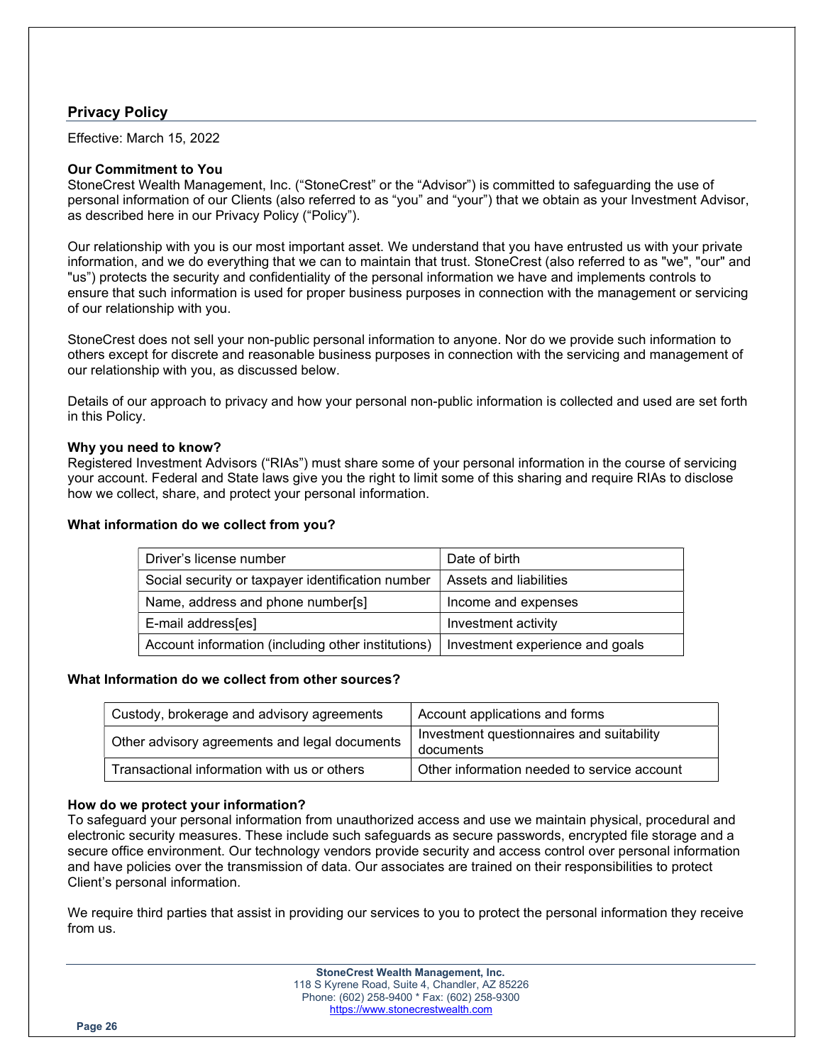## Privacy Policy

Effective: March 15, 2022

**Our Commitment to You**

StoneCrest Wealth Management, Inc. ("StoneCrest" or the "Advisor") is committed to safeguarding the use of personal information of our Clients (also referred to as "you" and "your") that we obtain as your Investment Advisor, as described here in our Privacy Policy ("Policy").

Our relationship with you is our most important asset. We understand that you have entrusted us with your private information, and we do everything that we can to maintain that trust. StoneCrest (also referred to as "we", "our" and "us") protects the security and confidentiality of the personal information we have and implements controls to ensure that such information is used for proper business purposes in connection with the management or servicing of our relationship with you.

StoneCrest does not sell your non-public personal information to anyone. Nor do we provide such information to others except for discrete and reasonable business purposes in connection with the servicing and management of our relationship with you, as discussed below.

Details of our approach to privacy and how your personal non-public information is collected and used are set forth in this Policy.

**Why you need to know?**

Registered Investment Advisors ("RIAs") must share some of your personal information in the course of servicing your account. Federal and State laws give you the right to limit some of this sharing and require RIAs to disclose how we collect, share, and protect your personal information.

**What information do we collect from you?**

| | |
|---|---|
| Driver's license number | Date of birth |
| Social security or taxpayer identification number | Assets and liabilities |
| Name, address and phone number[s] | Income and expenses |
| E-mail address[es] | Investment activity |
| Account information (including other institutions) | Investment experience and goals |

**What Information do we collect from other sources?**

| | |
|---|---|
| Custody, brokerage and advisory agreements | Account applications and forms |
| Other advisory agreements and legal documents | Investment questionnaires and suitability documents |
| Transactional information with us or others | Other information needed to service account |

**How do we protect your information?**

To safeguard your personal information from unauthorized access and use we maintain physical, procedural and electronic security measures. These include such safeguards as secure passwords, encrypted file storage and a secure office environment. Our technology vendors provide security and access control over personal information and have policies over the transmission of data. Our associates are trained on their responsibilities to protect Client's personal information.

We require third parties that assist in providing our services to you to protect the personal information they receive from us.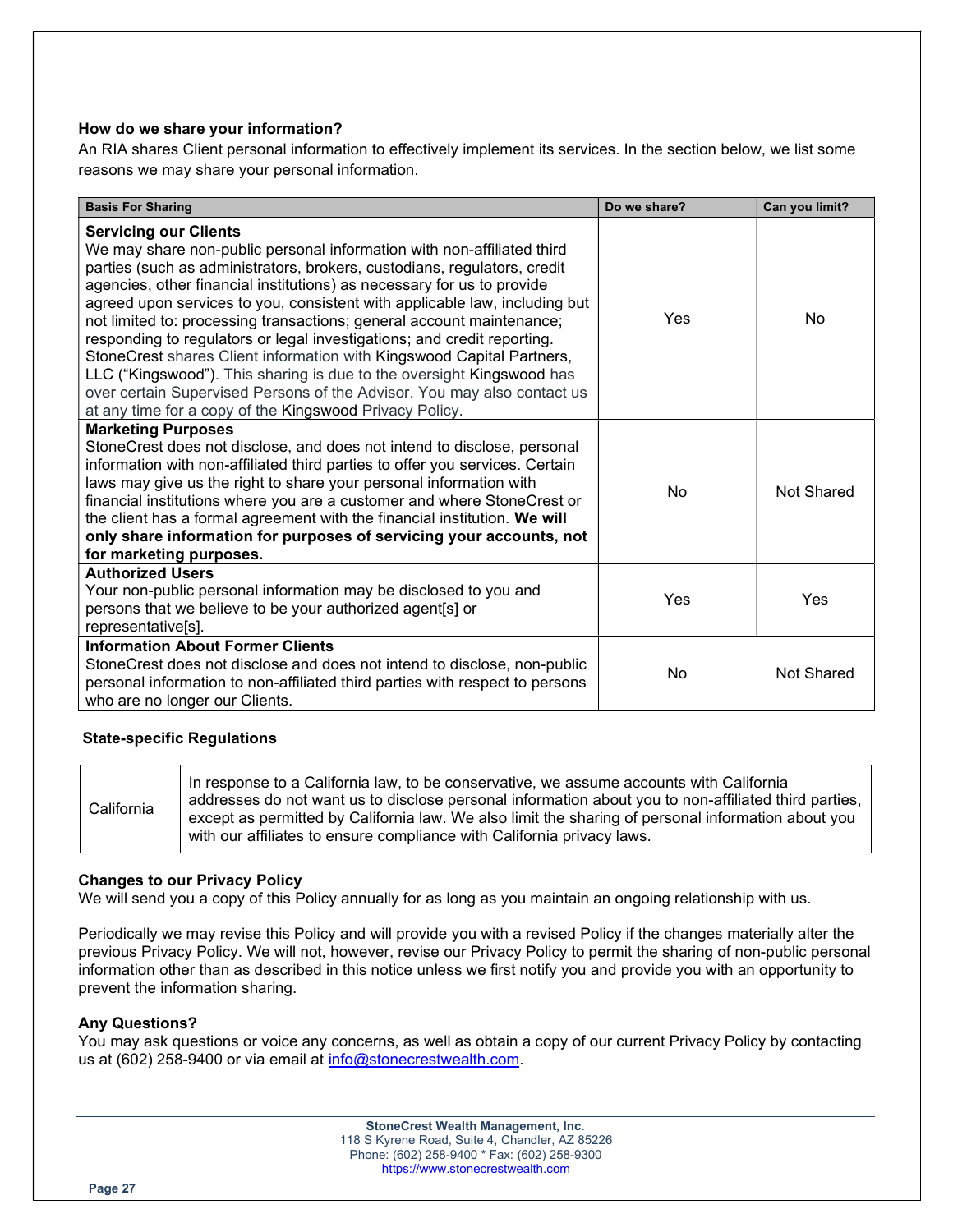### How do we share your information?

An RIA shares Client personal information to effectively implement its services. In the section below, we list some reasons we may share your personal information.

| Basis For Sharing | Do we share? | Can you limit? |
|---|---|---|
| **Servicing our Clients**<br>We may share non-public personal information with non-affiliated third parties (such as administrators, brokers, custodians, regulators, credit agencies, other financial institutions) as necessary for us to provide agreed upon services to you, consistent with applicable law, including but not limited to: processing transactions; general account maintenance; responding to regulators or legal investigations; and credit reporting. StoneCrest shares Client information with Kingswood Capital Partners, LLC ("Kingswood"). This sharing is due to the oversight Kingswood has over certain Supervised Persons of the Advisor. You may also contact us at any time for a copy of the Kingswood Privacy Policy. | Yes | No |
| **Marketing Purposes**<br>StoneCrest does not disclose, and does not intend to disclose, personal information with non-affiliated third parties to offer you services. Certain laws may give us the right to share your personal information with financial institutions where you are a customer and where StoneCrest or the client has a formal agreement with the financial institution. **We will only share information for purposes of servicing your accounts, not for marketing purposes.** | No | Not Shared |
| **Authorized Users**<br>Your non-public personal information may be disclosed to you and persons that we believe to be your authorized agent[s] or representative[s]. | Yes | Yes |
| **Information About Former Clients**<br>StoneCrest does not disclose and does not intend to disclose, non-public personal information to non-affiliated third parties with respect to persons who are no longer our Clients. | No | Not Shared |

### State-specific Regulations

| | |
|---|---|
| California | In response to a California law, to be conservative, we assume accounts with California addresses do not want us to disclose personal information about you to non-affiliated third parties, except as permitted by California law. We also limit the sharing of personal information about you with our affiliates to ensure compliance with California privacy laws. |

### Changes to our Privacy Policy

We will send you a copy of this Policy annually for as long as you maintain an ongoing relationship with us.

Periodically we may revise this Policy and will provide you with a revised Policy if the changes materially alter the previous Privacy Policy. We will not, however, revise our Privacy Policy to permit the sharing of non-public personal information other than as described in this notice unless we first notify you and provide you with an opportunity to prevent the information sharing.

### Any Questions?

You may ask questions or voice any concerns, as well as obtain a copy of our current Privacy Policy by contacting us at (602) 258-9400 or via email at info@stonecrestwealth.com.